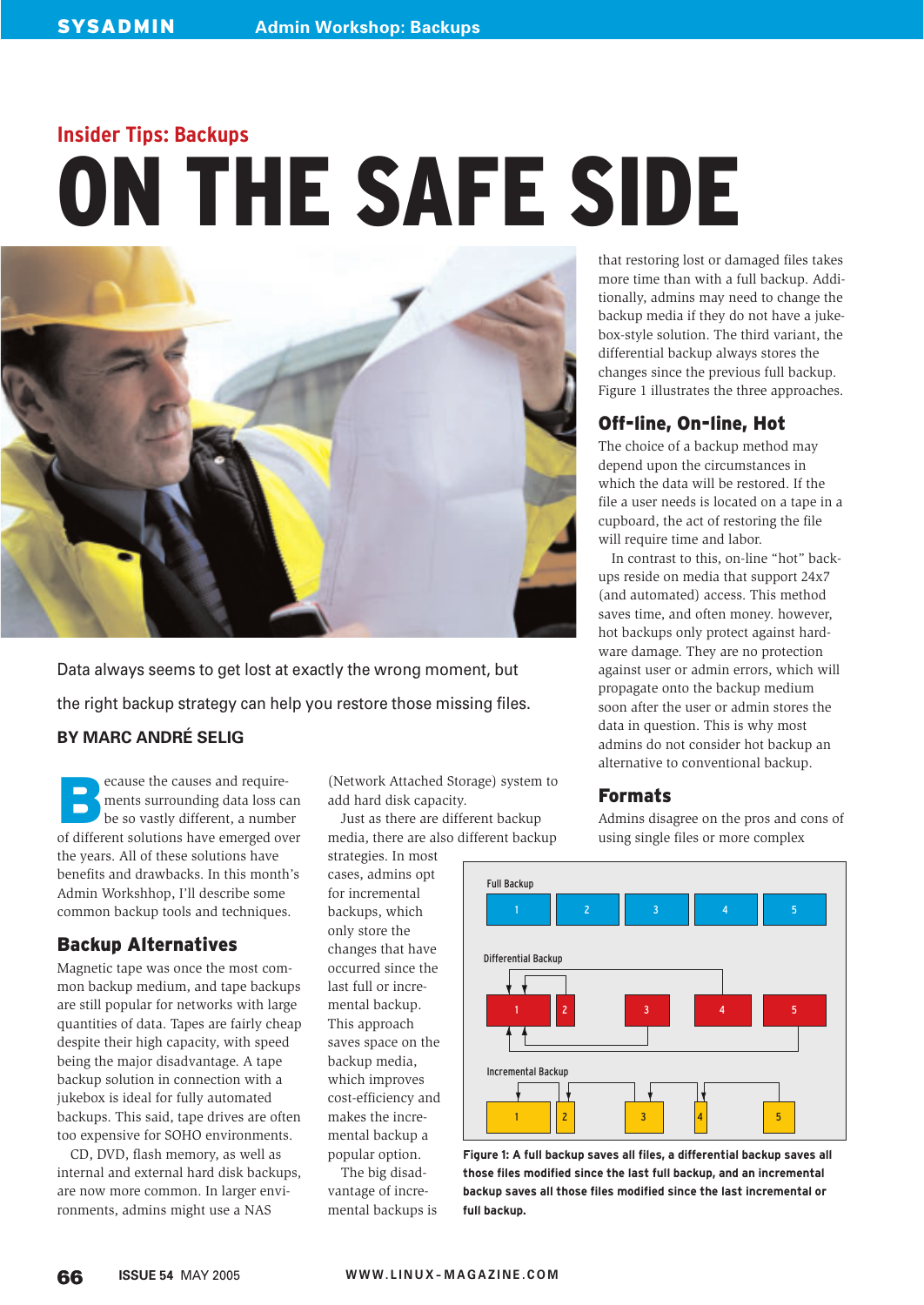Insider Tips: Backups

# ON THE SAFE SIDE

Data always seems to get lost at exactly the wrong moment, but the right backup strategy can help you restore those missing files.

**BY MARC ANDRÉ SELIG**

Because the causes and requirements surrounding data loss can be so vastly different, a number of different solutions have emerged over the years. All of these solutions have benefits and drawbacks. In this month's Admin Workshhop, I'll describe some common backup tools and techniques.

## Backup Alternatives

Magnetic tape was once the most common backup medium, and tape backups are still popular for networks with large quantities of data. Tapes are fairly cheap despite their high capacity, with speed being the major disadvantage. A tape backup solution in connection with a jukebox is ideal for fully automated backups. This said, tape drives are often too expensive for SOHO environments.

CD, DVD, flash memory, as well as internal and external hard disk backups, are now more common. In larger environments, admins might use a NAS (Network Attached Storage) system to add hard disk capacity.

Just as there are different backup media, there are also different backup strategies. In most cases, admins opt for incremental backups, which only store the changes that have occurred since the last full or incremental backup. This approach saves space on the backup media, which improves cost-efficiency and makes the incremental backup a popular option.

The big disadvantage of incremental backups is that restoring lost or damaged files takes more time than with a full backup. Additionally, admins may need to change the backup media if they do not have a jukebox-style solution. The third variant, the differential backup always stores the changes since the previous full backup. Figure 1 illustrates the three approaches.

Figure 1: A full backup saves all files, a differential backup saves all those files modified since the last full backup, and an incremental backup saves all those files modified since the last incremental or full backup.

## Off-line, On-line, Hot

The choice of a backup method may depend upon the circumstances in which the data will be restored. If the file a user needs is located on a tape in a cupboard, the act of restoring the file will require time and labor.

In contrast to this, on-line "hot" backups reside on media that support 24x7 (and automated) access. This method saves time, and often money. however, hot backups only protect against hardware damage. They are no protection against user or admin errors, which will propagate onto the backup medium soon after the user or admin stores the data in question. This is why most admins do not consider hot backup an alternative to conventional backup.

## Formats

Admins disagree on the pros and cons of using single files or more complex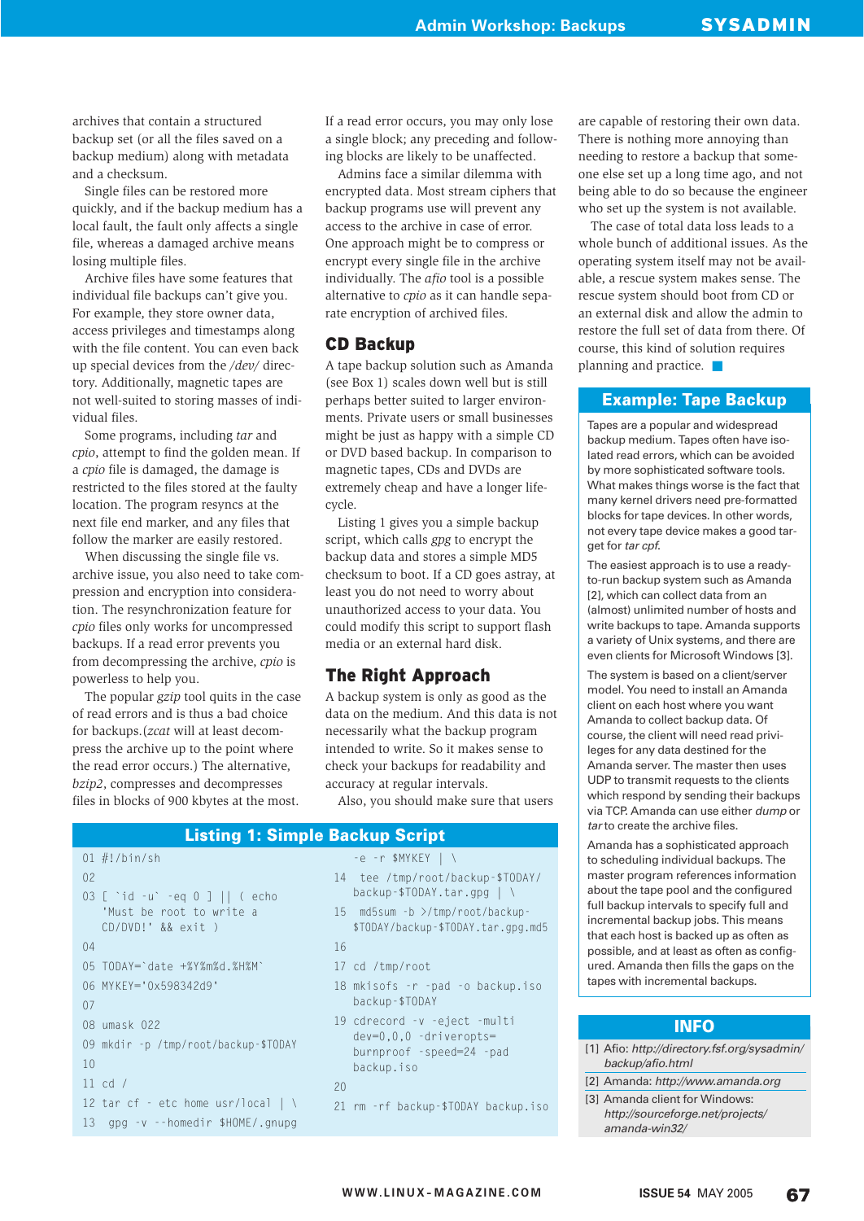archives that contain a structured backup set (or all the files saved on a backup medium) along with metadata and a checksum.

Single files can be restored more quickly, and if the backup medium has a local fault, the fault only affects a single file, whereas a damaged archive means losing multiple files.

Archive files have some features that individual file backups can't give you. For example, they store owner data, access privileges and timestamps along with the file content. You can even back up special devices from the */dev/* directory. Additionally, magnetic tapes are not well-suited to storing masses of individual files.

Some programs, including *tar* and *cpio*, attempt to find the golden mean. If a *cpio* file is damaged, the damage is restricted to the files stored at the faulty location. The program resyncs at the next file end marker, and any files that follow the marker are easily restored.

When discussing the single file vs. archive issue, you also need to take compression and encryption into consideration. The resynchronization feature for *cpio* files only works for uncompressed backups. If a read error prevents you from decompressing the archive, *cpio* is powerless to help you.

The popular *gzip* tool quits in the case of read errors and is thus a bad choice for backups. (*zcat* will at least decompress the archive up to the point where the read error occurs.) The alternative, *bzip2*, compresses and decompresses files in blocks of 900 kbytes at the most. If a read error occurs, you may only lose a single block; any preceding and following blocks are likely to be unaffected.

Admins face a similar dilemma with encrypted data. Most stream ciphers that backup programs use will prevent any access to the archive in case of error. One approach might be to compress or encrypt every single file in the archive individually. The *afio* tool is a possible alternative to *cpio* as it can handle separate encryption of archived files.

## CD Backup

A tape backup solution such as Amanda (see Box 1) scales down well but is still perhaps better suited to larger environments. Private users or small businesses might be just as happy with a simple CD or DVD based backup. In comparison to magnetic tapes, CDs and DVDs are extremely cheap and have a longer lifecycle.

Listing 1 gives you a simple backup script, which calls *gpg* to encrypt the backup data and stores a simple MD5 checksum to boot. If a CD goes astray, at least you do not need to worry about unauthorized access to your data. You could modify this script to support flash media or an external hard disk.

## The Right Approach

A backup system is only as good as the data on the medium. And this data is not necessarily what the backup program intended to write. So it makes sense to check your backups for readability and accuracy at regular intervals.

Also, you should make sure that users are capable of restoring their own data. There is nothing more annoying than needing to restore a backup that someone else set up a long time ago, and not being able to do so because the engineer who set up the system is not available.

The case of total data loss leads to a whole bunch of additional issues. As the operating system itself may not be available, a rescue system makes sense. The rescue system should boot from CD or an external disk and allow the admin to restore the full set of data from there. Of course, this kind of solution requires planning and practice. ■

### Listing 1: Simple Backup Script

```
01 #!/bin/sh
02
03 [ `id -u` -eq 0 ] || ( echo
   'Must be root to write a
   CD/DVD!' && exit )
04
05 TODAY=`date +%Y%m%d.%H%M`
06 MYKEY='0x598342d9'
07
08 umask 022
09 mkdir -p /tmp/root/backup-$TODAY
10
11 cd /
12 tar cf - etc home usr/local | \
13  gpg -v --homedir $HOME/.gnupg
    -e -r $MYKEY | \
14  tee /tmp/root/backup-$TODAY/
    backup-$TODAY.tar.gpg | \
15  md5sum -b >/tmp/root/backup-
    $TODAY/backup-$TODAY.tar.gpg.md5
16
17 cd /tmp/root
18 mkisofs -r -pad -o backup.iso
   backup-$TODAY
19 cdrecord -v -eject -multi
   dev=0,0,0 -driveropts=
   burnproof -speed=24 -pad
   backup.iso
20
21 rm -rf backup-$TODAY backup.iso
```

### Example: Tape Backup

Tapes are a popular and widespread backup medium. Tapes often have isolated read errors, which can be avoided by more sophisticated software tools. What makes things worse is the fact that many kernel drivers need pre-formatted blocks for tape devices. In other words, not every tape device makes a good target for *tar cpf*.

The easiest approach is to use a ready-to-run backup system such as Amanda [2], which can collect data from an (almost) unlimited number of hosts and write backups to tape. Amanda supports a variety of Unix systems, and there are even clients for Microsoft Windows [3].

The system is based on a client/server model. You need to install an Amanda client on each host where you want Amanda to collect backup data. Of course, the client will need read privileges for any data destined for the Amanda server. The master then uses UDP to transmit requests to the clients which respond by sending their backups via TCP. Amanda can use either *dump* or *tar* to create the archive files.

Amanda has a sophisticated approach to scheduling individual backups. The master program references information about the tape pool and the configured full backup intervals to specify full and incremental backup jobs. This means that each host is backed up as often as possible, and at least as often as configured. Amanda then fills the gaps on the tapes with incremental backups.

### INFO

[1] Afio: *http://directory.fsf.org/sysadmin/backup/afio.html*

[2] Amanda: *http://www.amanda.org*

[3] Amanda client for Windows: *http://sourceforge.net/projects/amanda-win32/*